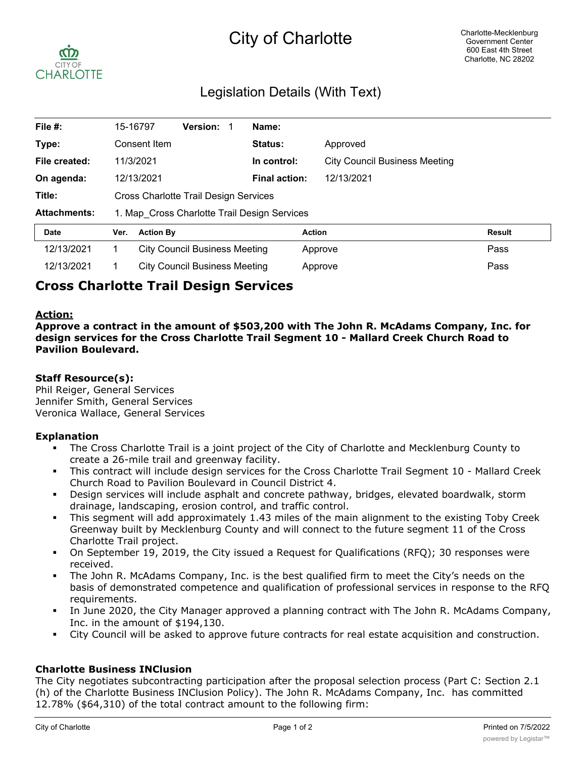# City of Charlotte

Charlotte-Mecklenburg Government Center
600 East 4th Street
Charlotte, NC 28202

## Legislation Details (With Text)

| | | | |
|---|---|---|---|
| **File #:** | 15-16797 **Version:** 1 | **Name:** | |
| **Type:** | Consent Item | **Status:** | Approved |
| **File created:** | 11/3/2021 | **In control:** | City Council Business Meeting |
| **On agenda:** | 12/13/2021 | **Final action:** | 12/13/2021 |
| **Title:** | Cross Charlotte Trail Design Services | | |
| **Attachments:** | 1. Map_Cross Charlotte Trail Design Services | | |

| Date | Ver. | Action By | Action | Result |
|---|---|---|---|---|
| 12/13/2021 | 1 | City Council Business Meeting | Approve | Pass |
| 12/13/2021 | 1 | City Council Business Meeting | Approve | Pass |

# Cross Charlotte Trail Design Services

**Action:**

**Approve a contract in the amount of $503,200 with The John R. McAdams Company, Inc. for design services for the Cross Charlotte Trail Segment 10 - Mallard Creek Church Road to Pavilion Boulevard.**

**Staff Resource(s):**
Phil Reiger, General Services
Jennifer Smith, General Services
Veronica Wallace, General Services

**Explanation**

- The Cross Charlotte Trail is a joint project of the City of Charlotte and Mecklenburg County to create a 26-mile trail and greenway facility.
- This contract will include design services for the Cross Charlotte Trail Segment 10 - Mallard Creek Church Road to Pavilion Boulevard in Council District 4.
- Design services will include asphalt and concrete pathway, bridges, elevated boardwalk, storm drainage, landscaping, erosion control, and traffic control.
- This segment will add approximately 1.43 miles of the main alignment to the existing Toby Creek Greenway built by Mecklenburg County and will connect to the future segment 11 of the Cross Charlotte Trail project.
- On September 19, 2019, the City issued a Request for Qualifications (RFQ); 30 responses were received.
- The John R. McAdams Company, Inc. is the best qualified firm to meet the City's needs on the basis of demonstrated competence and qualification of professional services in response to the RFQ requirements.
- In June 2020, the City Manager approved a planning contract with The John R. McAdams Company, Inc. in the amount of $194,130.
- City Council will be asked to approve future contracts for real estate acquisition and construction.

**Charlotte Business INClusion**

The City negotiates subcontracting participation after the proposal selection process (Part C: Section 2.1 (h) of the Charlotte Business INClusion Policy). The John R. McAdams Company, Inc. has committed 12.78% ($64,310) of the total contract amount to the following firm: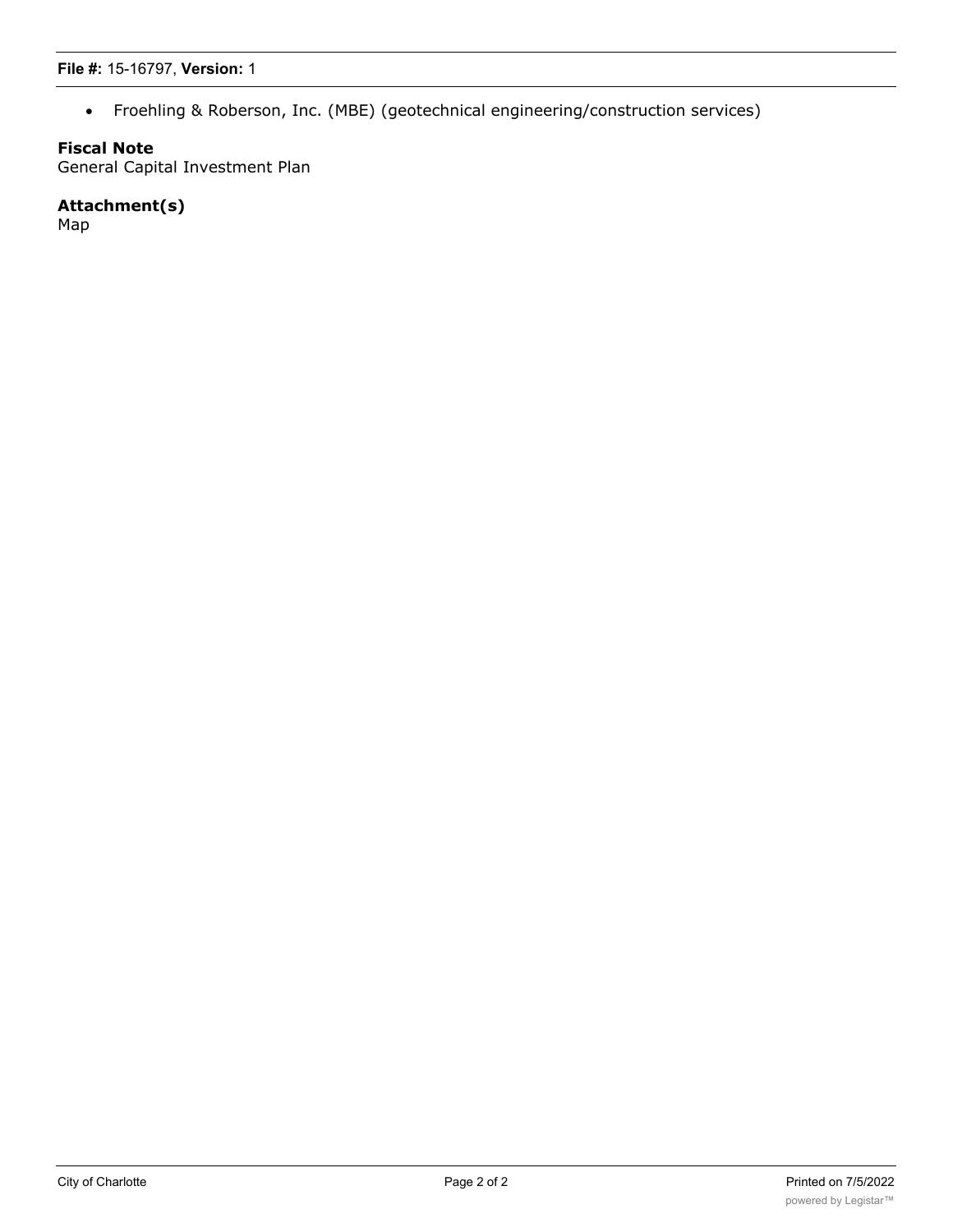- Froehling & Roberson, Inc. (MBE) (geotechnical engineering/construction services)

**Fiscal Note**

General Capital Investment Plan

**Attachment(s)**

Map